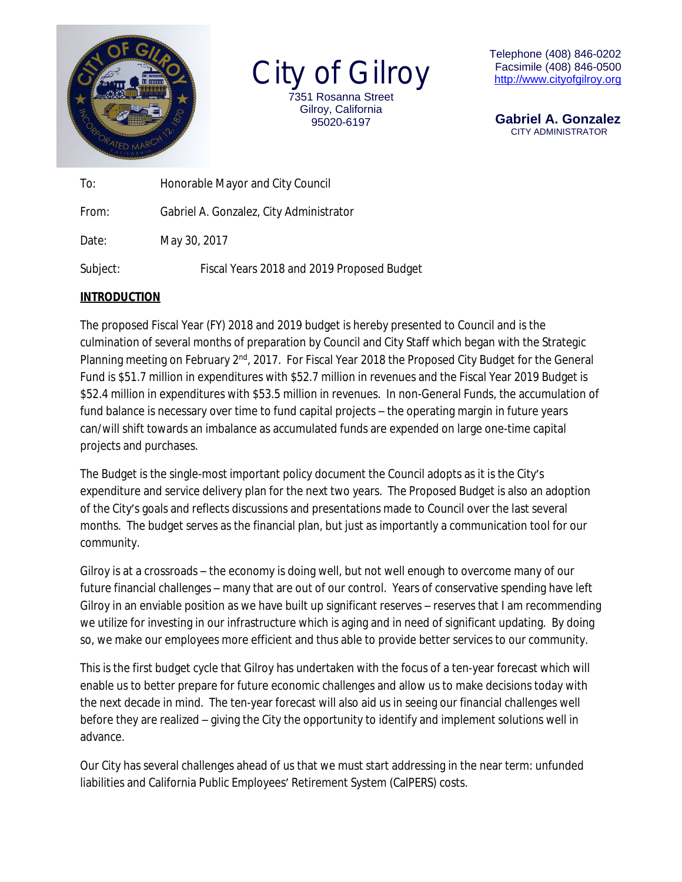# City of Gilroy

7351 Rosanna Street
Gilroy, California
95020-6197

Telephone (408) 846-0202
Facsimile (408) 846-0500
http://www.cityofgilroy.org

**Gabriel A. Gonzalez**
CITY ADMINISTRATOR

To: Honorable Mayor and City Council

From: Gabriel A. Gonzalez, City Administrator

Date: May 30, 2017

Subject: Fiscal Years 2018 and 2019 Proposed Budget

**INTRODUCTION**

The proposed Fiscal Year (FY) 2018 and 2019 budget is hereby presented to Council and is the culmination of several months of preparation by Council and City Staff which began with the Strategic Planning meeting on February 2nd, 2017. For Fiscal Year 2018 the Proposed City Budget for the General Fund is $51.7 million in expenditures with $52.7 million in revenues and the Fiscal Year 2019 Budget is $52.4 million in expenditures with $53.5 million in revenues. In non-General Funds, the accumulation of fund balance is necessary over time to fund capital projects – the operating margin in future years can/will shift towards an imbalance as accumulated funds are expended on large one-time capital projects and purchases.

The Budget is the single-most important policy document the Council adopts as it is the City's expenditure and service delivery plan for the next two years. The Proposed Budget is also an adoption of the City's goals and reflects discussions and presentations made to Council over the last several months. The budget serves as the financial plan, but just as importantly a communication tool for our community.

Gilroy is at a crossroads – the economy is doing well, but not well enough to overcome many of our future financial challenges – many that are out of our control. Years of conservative spending have left Gilroy in an enviable position as we have built up significant reserves – reserves that I am recommending we utilize for investing in our infrastructure which is aging and in need of significant updating. By doing so, we make our employees more efficient and thus able to provide better services to our community.

This is the first budget cycle that Gilroy has undertaken with the focus of a ten-year forecast which will enable us to better prepare for future economic challenges and allow us to make decisions today with the next decade in mind. The ten-year forecast will also aid us in seeing our financial challenges well before they are realized – giving the City the opportunity to identify and implement solutions well in advance.

Our City has several challenges ahead of us that we must start addressing in the near term: unfunded liabilities and California Public Employees' Retirement System (CalPERS) costs.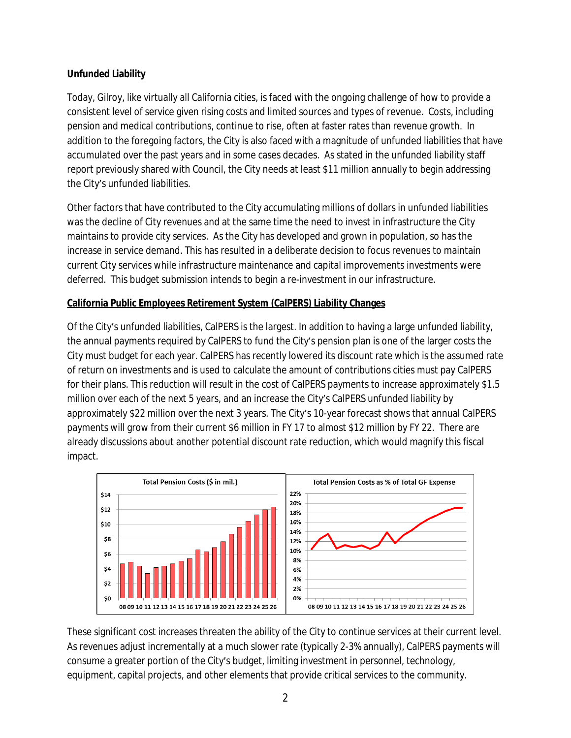**Unfunded Liability**

Today, Gilroy, like virtually all California cities, is faced with the ongoing challenge of how to provide a consistent level of service given rising costs and limited sources and types of revenue. Costs, including pension and medical contributions, continue to rise, often at faster rates than revenue growth. In addition to the foregoing factors, the City is also faced with a magnitude of unfunded liabilities that have accumulated over the past years and in some cases decades. As stated in the unfunded liability staff report previously shared with Council, the City needs at least $11 million annually to begin addressing the City's unfunded liabilities.

Other factors that have contributed to the City accumulating millions of dollars in unfunded liabilities was the decline of City revenues and at the same time the need to invest in infrastructure the City maintains to provide city services. As the City has developed and grown in population, so has the increase in service demand. This has resulted in a deliberate decision to focus revenues to maintain current City services while infrastructure maintenance and capital improvements investments were deferred. This budget submission intends to begin a re-investment in our infrastructure.

**California Public Employees Retirement System (CalPERS) Liability Changes**

Of the City's unfunded liabilities, CalPERS is the largest. In addition to having a large unfunded liability, the annual payments required by CalPERS to fund the City's pension plan is one of the larger costs the City must budget for each year. CalPERS has recently lowered its discount rate which is the assumed rate of return on investments and is used to calculate the amount of contributions cities must pay CalPERS for their plans. This reduction will result in the cost of CalPERS payments to increase approximately $1.5 million over each of the next 5 years, and an increase the City's CalPERS unfunded liability by approximately $22 million over the next 3 years. The City's 10-year forecast shows that annual CalPERS payments will grow from their current $6 million in FY 17 to almost $12 million by FY 22. There are already discussions about another potential discount rate reduction, which would magnify this fiscal impact.

Total Pension Costs ($ in mil.)

Total Pension Costs as % of Total GF Expense

These significant cost increases threaten the ability of the City to continue services at their current level. As revenues adjust incrementally at a much slower rate (typically 2-3% annually), CalPERS payments will consume a greater portion of the City's budget, limiting investment in personnel, technology, equipment, capital projects, and other elements that provide critical services to the community.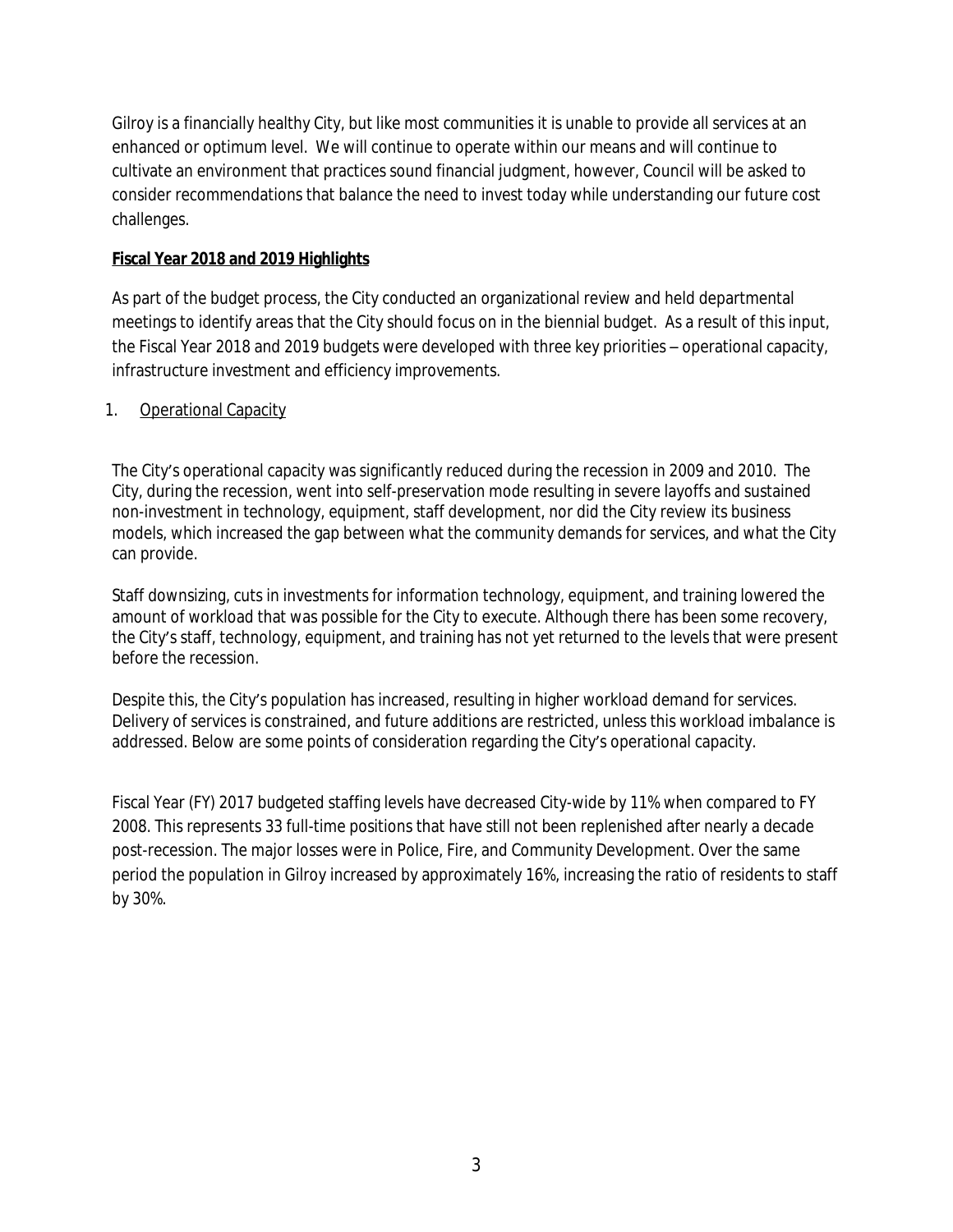Gilroy is a financially healthy City, but like most communities it is unable to provide all services at an enhanced or optimum level. We will continue to operate within our means and will continue to cultivate an environment that practices sound financial judgment, however, Council will be asked to consider recommendations that balance the need to invest today while understanding our future cost challenges.

**Fiscal Year 2018 and 2019 Highlights**

As part of the budget process, the City conducted an organizational review and held departmental meetings to identify areas that the City should focus on in the biennial budget. As a result of this input, the Fiscal Year 2018 and 2019 budgets were developed with three key priorities – operational capacity, infrastructure investment and efficiency improvements.

1. Operational Capacity

The City's operational capacity was significantly reduced during the recession in 2009 and 2010. The City, during the recession, went into self-preservation mode resulting in severe layoffs and sustained non-investment in technology, equipment, staff development, nor did the City review its business models, which increased the gap between what the community demands for services, and what the City can provide.

Staff downsizing, cuts in investments for information technology, equipment, and training lowered the amount of workload that was possible for the City to execute. Although there has been some recovery, the City's staff, technology, equipment, and training has not yet returned to the levels that were present before the recession.

Despite this, the City's population has increased, resulting in higher workload demand for services. Delivery of services is constrained, and future additions are restricted, unless this workload imbalance is addressed. Below are some points of consideration regarding the City's operational capacity.

Fiscal Year (FY) 2017 budgeted staffing levels have decreased City-wide by 11% when compared to FY 2008. This represents 33 full-time positions that have still not been replenished after nearly a decade post-recession. The major losses were in Police, Fire, and Community Development. Over the same period the population in Gilroy increased by approximately 16%, increasing the ratio of residents to staff by 30%.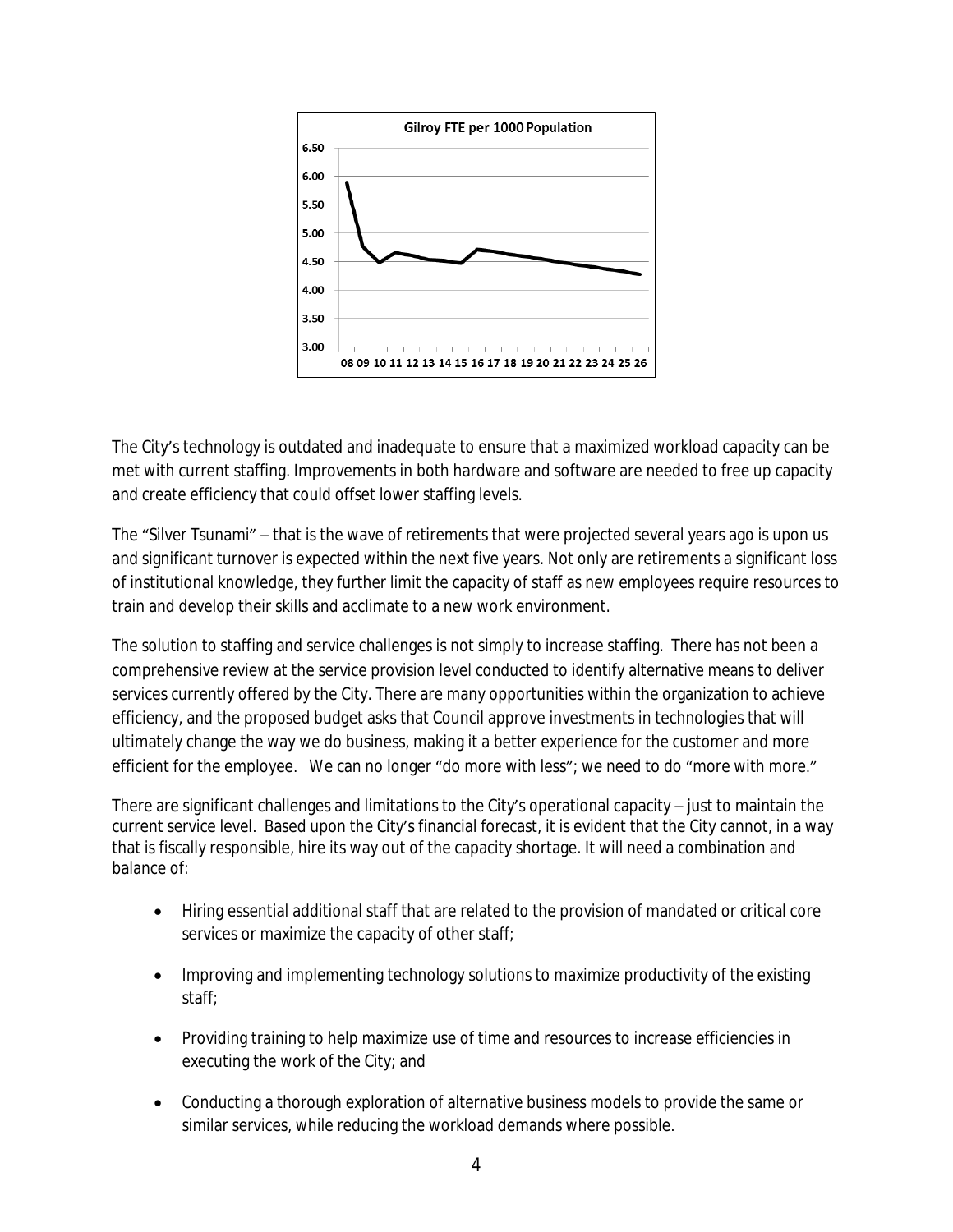The City's technology is outdated and inadequate to ensure that a maximized workload capacity can be met with current staffing. Improvements in both hardware and software are needed to free up capacity and create efficiency that could offset lower staffing levels.

The "Silver Tsunami" – that is the wave of retirements that were projected several years ago is upon us and significant turnover is expected within the next five years. Not only are retirements a significant loss of institutional knowledge, they further limit the capacity of staff as new employees require resources to train and develop their skills and acclimate to a new work environment.

The solution to staffing and service challenges is not simply to increase staffing. There has not been a comprehensive review at the service provision level conducted to identify alternative means to deliver services currently offered by the City. There are many opportunities within the organization to achieve efficiency, and the proposed budget asks that Council approve investments in technologies that will ultimately change the way we do business, making it a better experience for the customer and more efficient for the employee. We can no longer "do more with less"; we need to do "more with more."

There are significant challenges and limitations to the City's operational capacity – just to maintain the current service level. Based upon the City's financial forecast, it is evident that the City cannot, in a way that is fiscally responsible, hire its way out of the capacity shortage. It will need a combination and balance of:

- Hiring essential additional staff that are related to the provision of mandated or critical core services or maximize the capacity of other staff;
- Improving and implementing technology solutions to maximize productivity of the existing staff;
- Providing training to help maximize use of time and resources to increase efficiencies in executing the work of the City; and
- Conducting a thorough exploration of alternative business models to provide the same or similar services, while reducing the workload demands where possible.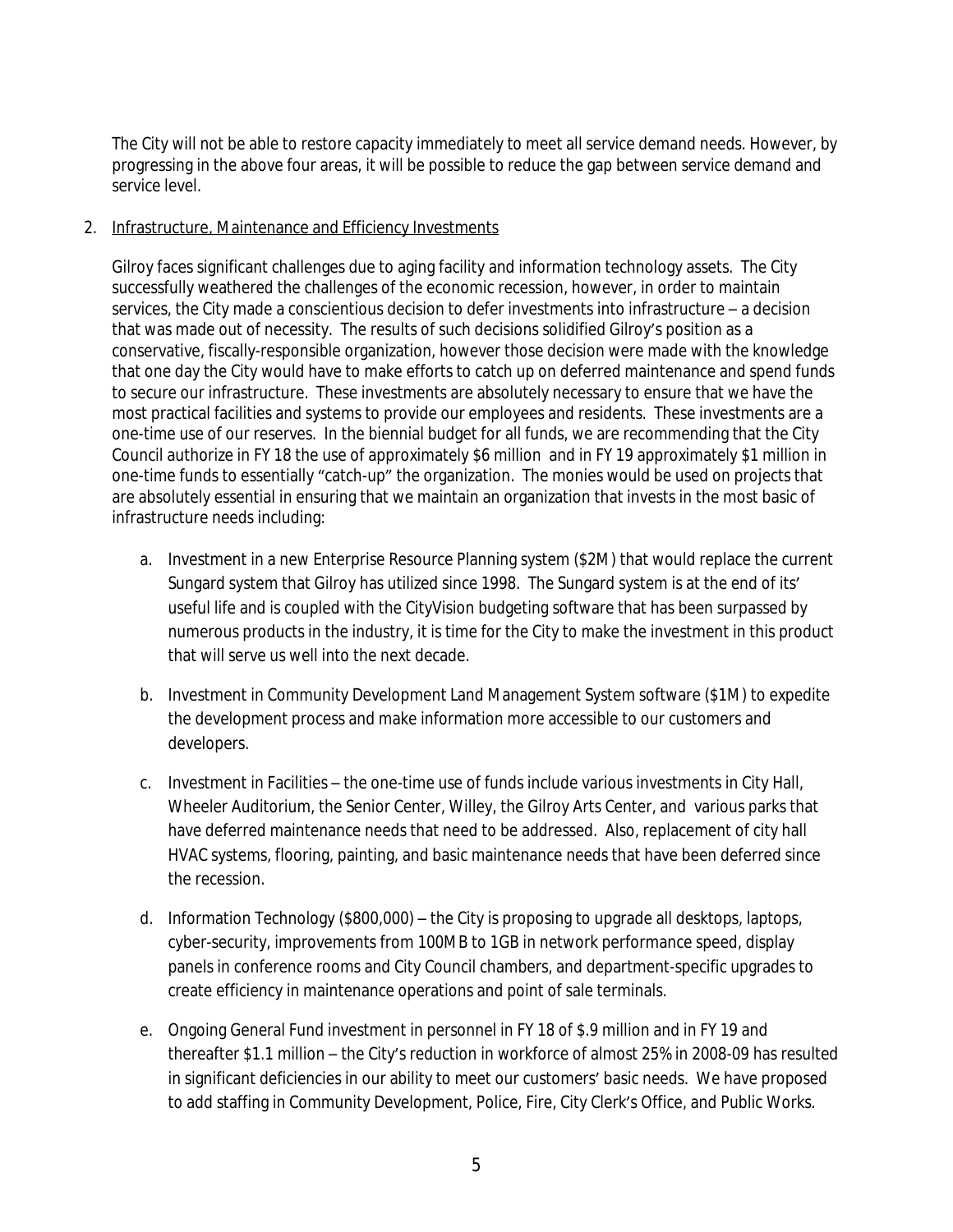The City will not be able to restore capacity immediately to meet all service demand needs. However, by progressing in the above four areas, it will be possible to reduce the gap between service demand and service level.

2. <u>Infrastructure, Maintenance and Efficiency Investments</u>

   Gilroy faces significant challenges due to aging facility and information technology assets. The City successfully weathered the challenges of the economic recession, however, in order to maintain services, the City made a conscientious decision to defer investments into infrastructure – a decision that was made out of necessity. The results of such decisions solidified Gilroy's position as a conservative, fiscally-responsible organization, however those decision were made with the knowledge that one day the City would have to make efforts to catch up on deferred maintenance and spend funds to secure our infrastructure. These investments are absolutely necessary to ensure that we have the most practical facilities and systems to provide our employees and residents. These investments are a one-time use of our reserves. In the biennial budget for all funds, we are recommending that the City Council authorize in FY 18 the use of approximately $6 million and in FY 19 approximately $1 million in one-time funds to essentially "catch-up" the organization. The monies would be used on projects that are absolutely essential in ensuring that we maintain an organization that invests in the most basic of infrastructure needs including:

   a. Investment in a new Enterprise Resource Planning system ($2M) that would replace the current Sungard system that Gilroy has utilized since 1998. The Sungard system is at the end of its' useful life and is coupled with the CityVision budgeting software that has been surpassed by numerous products in the industry, it is time for the City to make the investment in this product that will serve us well into the next decade.

   b. Investment in Community Development Land Management System software ($1M) to expedite the development process and make information more accessible to our customers and developers.

   c. Investment in Facilities – the one-time use of funds include various investments in City Hall, Wheeler Auditorium, the Senior Center, Willey, the Gilroy Arts Center, and various parks that have deferred maintenance needs that need to be addressed. Also, replacement of city hall HVAC systems, flooring, painting, and basic maintenance needs that have been deferred since the recession.

   d. Information Technology ($800,000) – the City is proposing to upgrade all desktops, laptops, cyber-security, improvements from 100MB to 1GB in network performance speed, display panels in conference rooms and City Council chambers, and department-specific upgrades to create efficiency in maintenance operations and point of sale terminals.

   e. Ongoing General Fund investment in personnel in FY 18 of $.9 million and in FY 19 and thereafter $1.1 million – the City's reduction in workforce of almost 25% in 2008-09 has resulted in significant deficiencies in our ability to meet our customers' basic needs. We have proposed to add staffing in Community Development, Police, Fire, City Clerk's Office, and Public Works.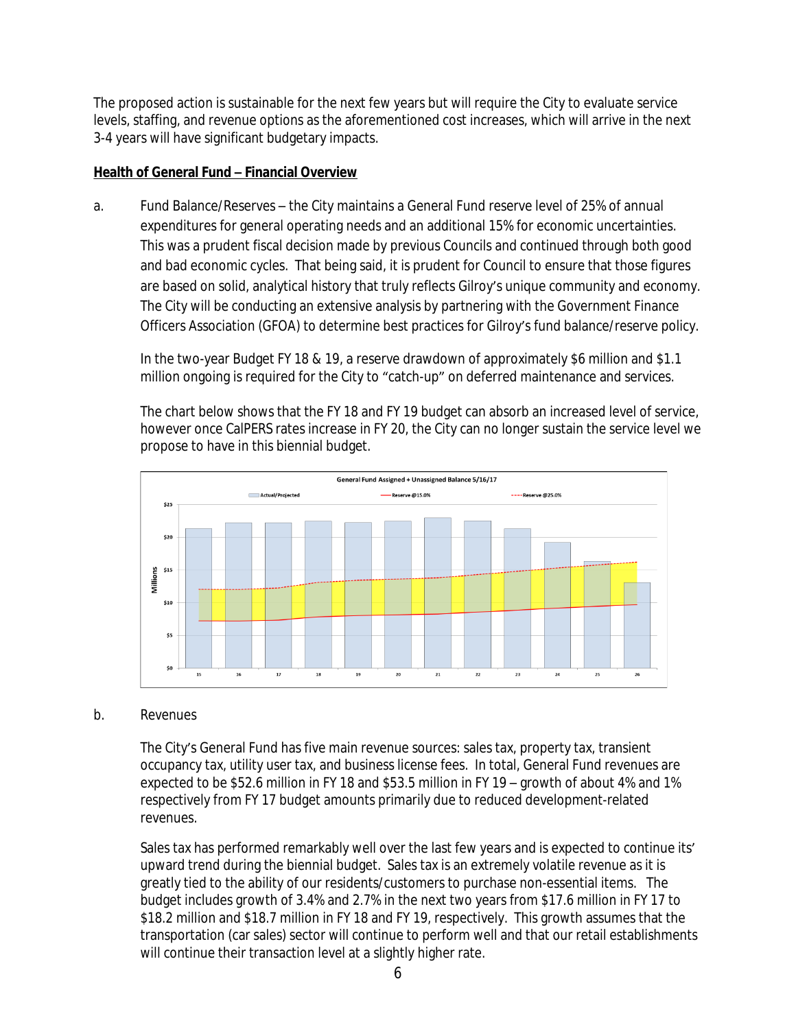The proposed action is sustainable for the next few years but will require the City to evaluate service levels, staffing, and revenue options as the aforementioned cost increases, which will arrive in the next 3-4 years will have significant budgetary impacts.

**Health of General Fund – Financial Overview**

a. Fund Balance/Reserves – the City maintains a General Fund reserve level of 25% of annual expenditures for general operating needs and an additional 15% for economic uncertainties. This was a prudent fiscal decision made by previous Councils and continued through both good and bad economic cycles. That being said, it is prudent for Council to ensure that those figures are based on solid, analytical history that truly reflects Gilroy's unique community and economy. The City will be conducting an extensive analysis by partnering with the Government Finance Officers Association (GFOA) to determine best practices for Gilroy's fund balance/reserve policy.

In the two-year Budget FY 18 & 19, a reserve drawdown of approximately $6 million and $1.1 million ongoing is required for the City to "catch-up" on deferred maintenance and services.

The chart below shows that the FY 18 and FY 19 budget can absorb an increased level of service, however once CalPERS rates increase in FY 20, the City can no longer sustain the service level we propose to have in this biennial budget.

b. Revenues

The City's General Fund has five main revenue sources: sales tax, property tax, transient occupancy tax, utility user tax, and business license fees. In total, General Fund revenues are expected to be $52.6 million in FY 18 and $53.5 million in FY 19 – growth of about 4% and 1% respectively from FY 17 budget amounts primarily due to reduced development-related revenues.

Sales tax has performed remarkably well over the last few years and is expected to continue its' upward trend during the biennial budget. Sales tax is an extremely volatile revenue as it is greatly tied to the ability of our residents/customers to purchase non-essential items. The budget includes growth of 3.4% and 2.7% in the next two years from $17.6 million in FY 17 to $18.2 million and $18.7 million in FY 18 and FY 19, respectively. This growth assumes that the transportation (car sales) sector will continue to perform well and that our retail establishments will continue their transaction level at a slightly higher rate.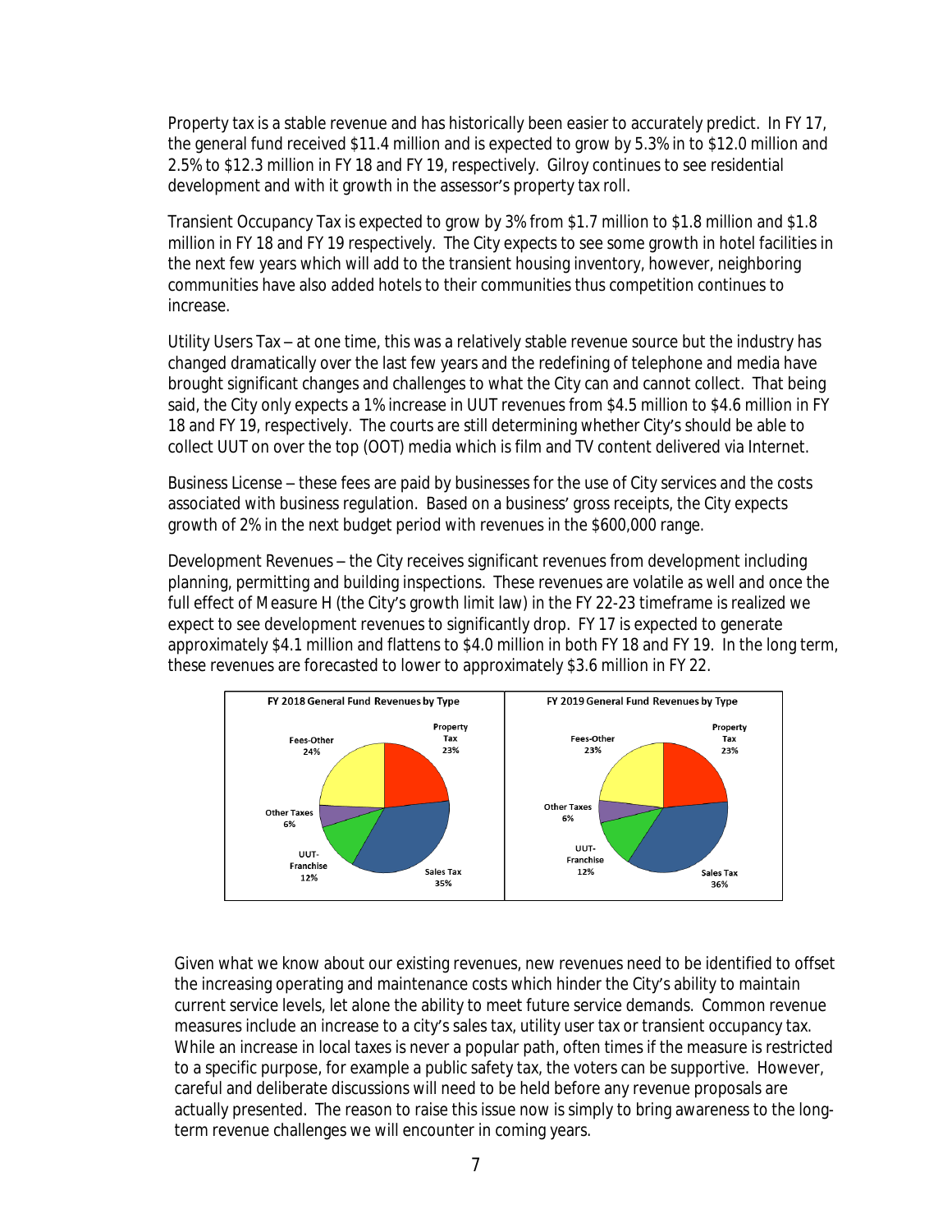Property tax is a stable revenue and has historically been easier to accurately predict. In FY 17, the general fund received $11.4 million and is expected to grow by 5.3% in to $12.0 million and 2.5% to $12.3 million in FY 18 and FY 19, respectively. Gilroy continues to see residential development and with it growth in the assessor's property tax roll.

Transient Occupancy Tax is expected to grow by 3% from $1.7 million to $1.8 million and $1.8 million in FY 18 and FY 19 respectively. The City expects to see some growth in hotel facilities in the next few years which will add to the transient housing inventory, however, neighboring communities have also added hotels to their communities thus competition continues to increase.

Utility Users Tax – at one time, this was a relatively stable revenue source but the industry has changed dramatically over the last few years and the redefining of telephone and media have brought significant changes and challenges to what the City can and cannot collect. That being said, the City only expects a 1% increase in UUT revenues from $4.5 million to $4.6 million in FY 18 and FY 19, respectively. The courts are still determining whether City's should be able to collect UUT on over the top (OOT) media which is film and TV content delivered via Internet.

Business License – these fees are paid by businesses for the use of City services and the costs associated with business regulation. Based on a business' gross receipts, the City expects growth of 2% in the next budget period with revenues in the $600,000 range.

Development Revenues – the City receives significant revenues from development including planning, permitting and building inspections. These revenues are volatile as well and once the full effect of Measure H (the City's growth limit law) in the FY 22-23 timeframe is realized we expect to see development revenues to significantly drop. FY 17 is expected to generate approximately $4.1 million and flattens to $4.0 million in both FY 18 and FY 19. In the long term, these revenues are forecasted to lower to approximately $3.6 million in FY 22.

**FY 2018 General Fund Revenues by Type**

| Type | Share |
|---|---|
| Property Tax | 23% |
| Sales Tax | 35% |
| UUT-Franchise | 12% |
| Other Taxes | 6% |
| Fees-Other | 24% |

**FY 2019 General Fund Revenues by Type**

| Type | Share |
|---|---|
| Property Tax | 23% |
| Sales Tax | 36% |
| UUT-Franchise | 12% |
| Other Taxes | 6% |
| Fees-Other | 23% |

Given what we know about our existing revenues, new revenues need to be identified to offset the increasing operating and maintenance costs which hinder the City's ability to maintain current service levels, let alone the ability to meet future service demands. Common revenue measures include an increase to a city's sales tax, utility user tax or transient occupancy tax. While an increase in local taxes is never a popular path, often times if the measure is restricted to a specific purpose, for example a public safety tax, the voters can be supportive. However, careful and deliberate discussions will need to be held before any revenue proposals are actually presented. The reason to raise this issue now is simply to bring awareness to the long-term revenue challenges we will encounter in coming years.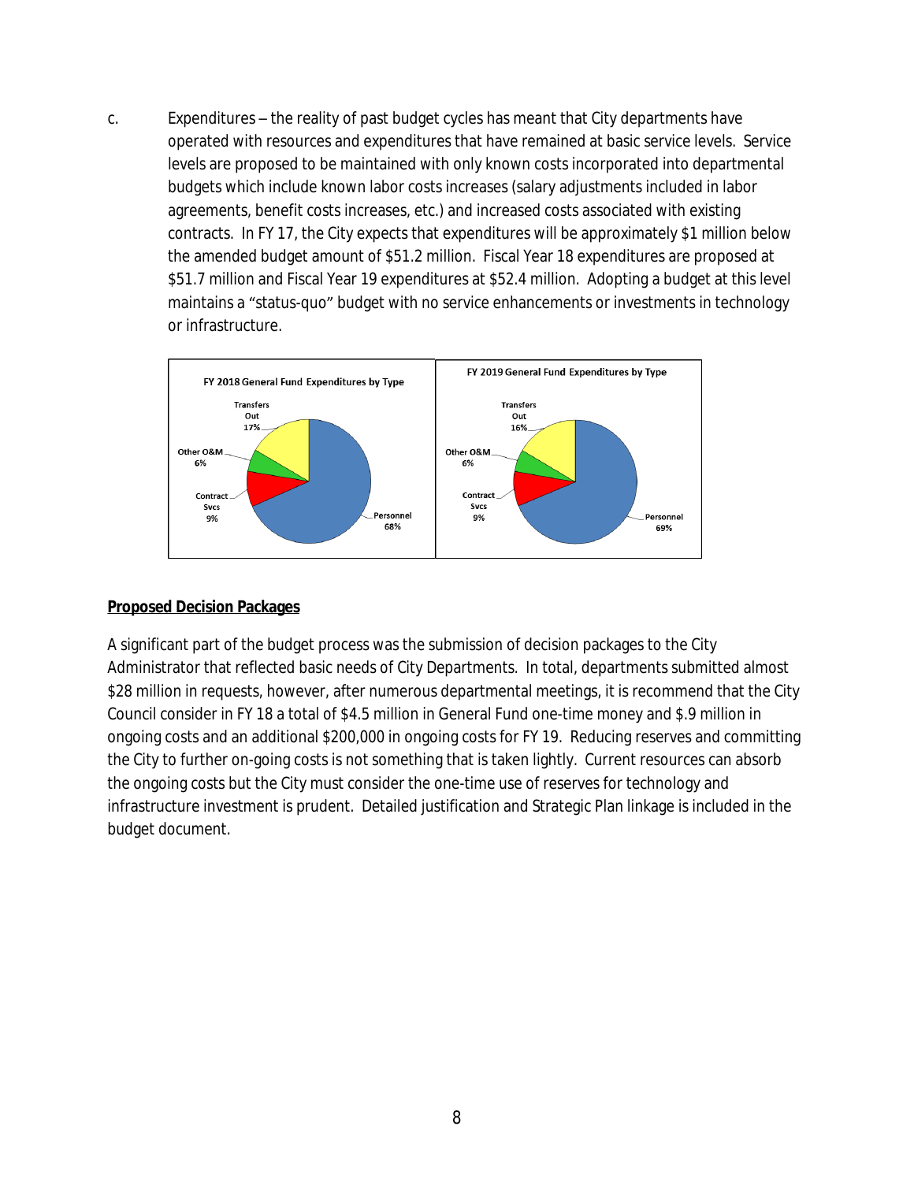c. Expenditures – the reality of past budget cycles has meant that City departments have operated with resources and expenditures that have remained at basic service levels. Service levels are proposed to be maintained with only known costs incorporated into departmental budgets which include known labor costs increases (salary adjustments included in labor agreements, benefit costs increases, etc.) and increased costs associated with existing contracts. In FY 17, the City expects that expenditures will be approximately $1 million below the amended budget amount of $51.2 million. Fiscal Year 18 expenditures are proposed at $51.7 million and Fiscal Year 19 expenditures at $52.4 million. Adopting a budget at this level maintains a "status-quo" budget with no service enhancements or investments in technology or infrastructure.

FY 2018 General Fund Expenditures by Type

| Type | Percent |
| --- | --- |
| Personnel | 68% |
| Contract Svcs | 9% |
| Other O&M | 6% |
| Transfers Out | 17% |

FY 2019 General Fund Expenditures by Type

| Type | Percent |
| --- | --- |
| Personnel | 69% |
| Contract Svcs | 9% |
| Other O&M | 6% |
| Transfers Out | 16% |

**Proposed Decision Packages**

A significant part of the budget process was the submission of decision packages to the City Administrator that reflected basic needs of City Departments. In total, departments submitted almost $28 million in requests, however, after numerous departmental meetings, it is recommend that the City Council consider in FY 18 a total of $4.5 million in General Fund one-time money and $.9 million in ongoing costs and an additional $200,000 in ongoing costs for FY 19. Reducing reserves and committing the City to further on-going costs is not something that is taken lightly. Current resources can absorb the ongoing costs but the City must consider the one-time use of reserves for technology and infrastructure investment is prudent. Detailed justification and Strategic Plan linkage is included in the budget document.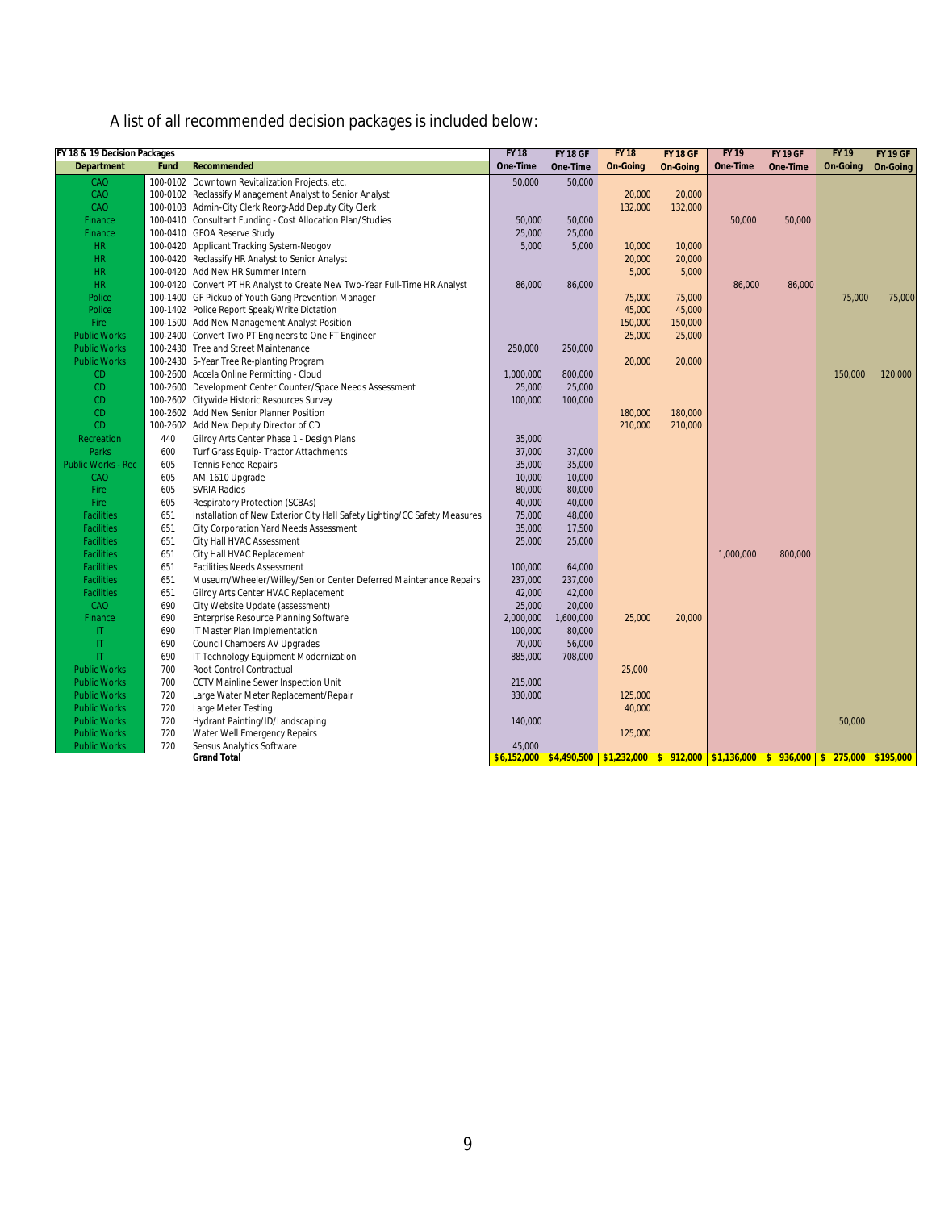A list of all recommended decision packages is included below:

| FY 18 & 19 Decision Packages | | | FY 18 | FY 18 GF | FY 18 | FY 18 GF | FY 19 | FY 19 GF | FY 19 | FY 19 GF |
|---|---|---|---|---|---|---|---|---|---|---|
| Department | Fund | Recommended | One-Time | One-Time | On-Going | On-Going | One-Time | One-Time | On-Going | On-Going |
| CAO | 100-0102 | Downtown Revitalization Projects, etc. | 50,000 | 50,000 | | | | | | |
| CAO | 100-0102 | Reclassify Management Analyst to Senior Analyst | | | 20,000 | 20,000 | | | | |
| CAO | 100-0103 | Admin-City Clerk Reorg-Add Deputy City Clerk | | | 132,000 | 132,000 | | | | |
| Finance | 100-0410 | Consultant Funding - Cost Allocation Plan/Studies | 50,000 | 50,000 | | | 50,000 | 50,000 | | |
| Finance | 100-0410 | GFOA Reserve Study | 25,000 | 25,000 | | | | | | |
| HR | 100-0420 | Applicant Tracking System-Neogov | 5,000 | 5,000 | 10,000 | 10,000 | | | | |
| HR | 100-0420 | Reclassify HR Analyst to Senior Analyst | | | 20,000 | 20,000 | | | | |
| HR | 100-0420 | Add New HR Summer Intern | | | 5,000 | 5,000 | | | | |
| HR | 100-0420 | Convert PT HR Analyst to Create New Two-Year Full-Time HR Analyst | 86,000 | 86,000 | | | 86,000 | 86,000 | | |
| Police | 100-1400 | GF Pickup of Youth Gang Prevention Manager | | | 75,000 | 75,000 | | | 75,000 | 75,000 |
| Police | 100-1402 | Police Report Speak/Write Dictation | | | 45,000 | 45,000 | | | | |
| Fire | 100-1500 | Add New Management Analyst Position | | | 150,000 | 150,000 | | | | |
| Public Works | 100-2400 | Convert Two PT Engineers to One FT Engineer | | | 25,000 | 25,000 | | | | |
| Public Works | 100-2430 | Tree and Street Maintenance | 250,000 | 250,000 | | | | | | |
| Public Works | 100-2430 | 5-Year Tree Re-planting Program | | | 20,000 | 20,000 | | | | |
| CD | 100-2600 | Accela Online Permitting - Cloud | 1,000,000 | 800,000 | | | | | 150,000 | 120,000 |
| CD | 100-2600 | Development Center Counter/Space Needs Assessment | 25,000 | 25,000 | | | | | | |
| CD | 100-2602 | Citywide Historic Resources Survey | 100,000 | 100,000 | | | | | | |
| CD | 100-2602 | Add New Senior Planner Position | | | 180,000 | 180,000 | | | | |
| CD | 100-2602 | Add New Deputy Director of CD | | | 210,000 | 210,000 | | | | |
| Recreation | 440 | Gilroy Arts Center Phase 1 - Design Plans | 35,000 | | | | | | | |
| Parks | 600 | Turf Grass Equip- Tractor Attachments | 37,000 | 37,000 | | | | | | |
| Public Works - Rec | 605 | Tennis Fence Repairs | 35,000 | 35,000 | | | | | | |
| CAO | 605 | AM 1610 Upgrade | 10,000 | 10,000 | | | | | | |
| Fire | 605 | SVRIA Radios | 80,000 | 80,000 | | | | | | |
| Fire | 605 | Respiratory Protection (SCBAs) | 40,000 | 40,000 | | | | | | |
| Facilities | 651 | Installation of New Exterior City Hall Safety Lighting/CC Safety Measures | 75,000 | 48,000 | | | | | | |
| Facilities | 651 | City Corporation Yard Needs Assessment | 35,000 | 17,500 | | | | | | |
| Facilities | 651 | City Hall HVAC Assessment | 25,000 | 25,000 | | | | | | |
| Facilities | 651 | City Hall HVAC Replacement | | | | | 1,000,000 | 800,000 | | |
| Facilities | 651 | Facilities Needs Assessment | 100,000 | 64,000 | | | | | | |
| Facilities | 651 | Museum/Wheeler/Willey/Senior Center Deferred Maintenance Repairs | 237,000 | 237,000 | | | | | | |
| Facilities | 651 | Gilroy Arts Center HVAC Replacement | 42,000 | 42,000 | | | | | | |
| CAO | 690 | City Website Update (assessment) | 25,000 | 20,000 | | | | | | |
| Finance | 690 | Enterprise Resource Planning Software | 2,000,000 | 1,600,000 | 25,000 | 20,000 | | | | |
| IT | 690 | IT Master Plan Implementation | 100,000 | 80,000 | | | | | | |
| IT | 690 | Council Chambers AV Upgrades | 70,000 | 56,000 | | | | | | |
| IT | 690 | IT Technology Equipment Modernization | 885,000 | 708,000 | | | | | | |
| Public Works | 700 | Root Control Contractual | | | 25,000 | | | | | |
| Public Works | 700 | CCTV Mainline Sewer Inspection Unit | 215,000 | | | | | | | |
| Public Works | 720 | Large Water Meter Replacement/Repair | 330,000 | | 125,000 | | | | | |
| Public Works | 720 | Large Meter Testing | | | 40,000 | | | | | |
| Public Works | 720 | Hydrant Painting/ID/Landscaping | 140,000 | | | | | | 50,000 | |
| Public Works | 720 | Water Well Emergency Repairs | | | 125,000 | | | | | |
| Public Works | 720 | Sensus Analytics Software | 45,000 | | | | | | | |
| | | **Grand Total** | **$6,152,000** | **$4,490,500** | **$1,232,000** | **$ 912,000** | **$1,136,000** | **$ 936,000** | **$ 275,000** | **$195,000** |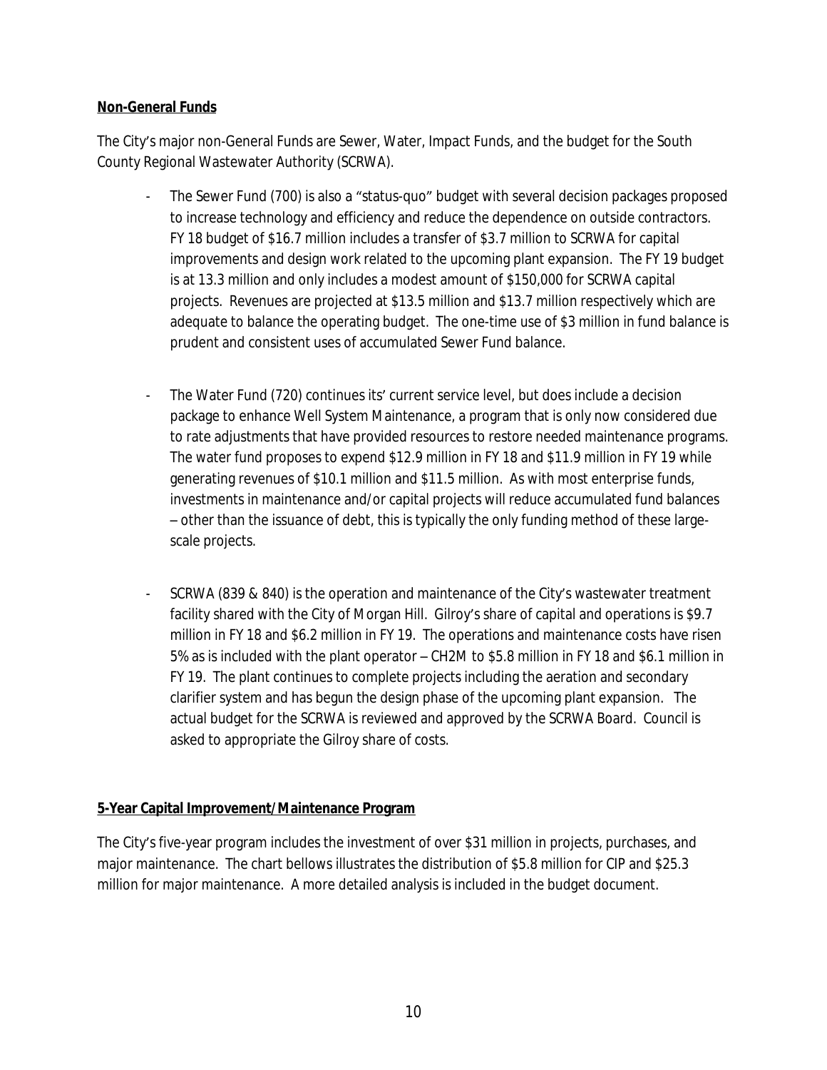**Non-General Funds**

The City's major non-General Funds are Sewer, Water, Impact Funds, and the budget for the South County Regional Wastewater Authority (SCRWA).

- The Sewer Fund (700) is also a "status-quo" budget with several decision packages proposed to increase technology and efficiency and reduce the dependence on outside contractors. FY 18 budget of $16.7 million includes a transfer of $3.7 million to SCRWA for capital improvements and design work related to the upcoming plant expansion. The FY 19 budget is at 13.3 million and only includes a modest amount of $150,000 for SCRWA capital projects. Revenues are projected at $13.5 million and $13.7 million respectively which are adequate to balance the operating budget. The one-time use of $3 million in fund balance is prudent and consistent uses of accumulated Sewer Fund balance.

- The Water Fund (720) continues its' current service level, but does include a decision package to enhance Well System Maintenance, a program that is only now considered due to rate adjustments that have provided resources to restore needed maintenance programs. The water fund proposes to expend $12.9 million in FY 18 and $11.9 million in FY 19 while generating revenues of $10.1 million and $11.5 million. As with most enterprise funds, investments in maintenance and/or capital projects will reduce accumulated fund balances – other than the issuance of debt, this is typically the only funding method of these large-scale projects.

- SCRWA (839 & 840) is the operation and maintenance of the City's wastewater treatment facility shared with the City of Morgan Hill. Gilroy's share of capital and operations is $9.7 million in FY 18 and $6.2 million in FY 19. The operations and maintenance costs have risen 5% as is included with the plant operator – CH2M to $5.8 million in FY 18 and $6.1 million in FY 19. The plant continues to complete projects including the aeration and secondary clarifier system and has begun the design phase of the upcoming plant expansion. The actual budget for the SCRWA is reviewed and approved by the SCRWA Board. Council is asked to appropriate the Gilroy share of costs.

**5-Year Capital Improvement/Maintenance Program**

The City's five-year program includes the investment of over $31 million in projects, purchases, and major maintenance. The chart bellows illustrates the distribution of $5.8 million for CIP and $25.3 million for major maintenance. A more detailed analysis is included in the budget document.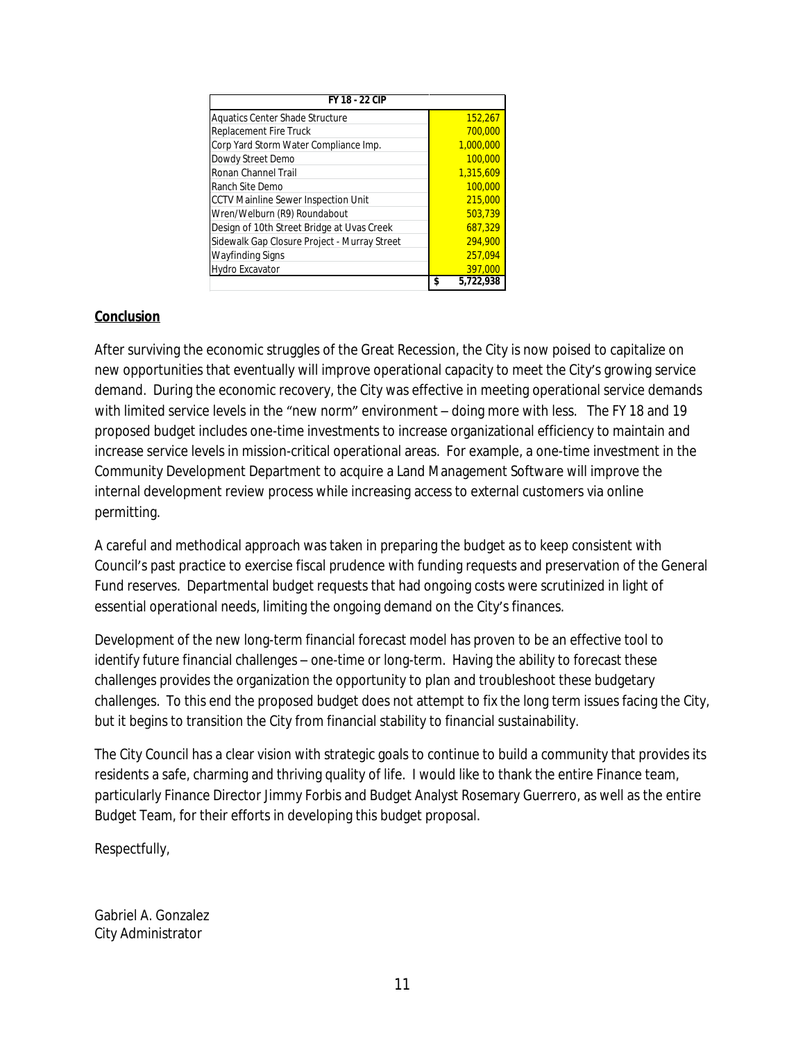| FY 18 - 22 CIP | |
|---|---|
| Aquatics Center Shade Structure | 152,267 |
| Replacement Fire Truck | 700,000 |
| Corp Yard Storm Water Compliance Imp. | 1,000,000 |
| Dowdy Street Demo | 100,000 |
| Ronan Channel Trail | 1,315,609 |
| Ranch Site Demo | 100,000 |
| CCTV Mainline Sewer Inspection Unit | 215,000 |
| Wren/Welburn (R9) Roundabout | 503,739 |
| Design of 10th Street Bridge at Uvas Creek | 687,329 |
| Sidewalk Gap Closure Project - Murray Street | 294,900 |
| Wayfinding Signs | 257,094 |
| Hydro Excavator | 397,000 |
| | $ 5,722,938 |

**Conclusion**

After surviving the economic struggles of the Great Recession, the City is now poised to capitalize on new opportunities that eventually will improve operational capacity to meet the City's growing service demand. During the economic recovery, the City was effective in meeting operational service demands with limited service levels in the "new norm" environment – doing more with less. The FY 18 and 19 proposed budget includes one-time investments to increase organizational efficiency to maintain and increase service levels in mission-critical operational areas. For example, a one-time investment in the Community Development Department to acquire a Land Management Software will improve the internal development review process while increasing access to external customers via online permitting.

A careful and methodical approach was taken in preparing the budget as to keep consistent with Council's past practice to exercise fiscal prudence with funding requests and preservation of the General Fund reserves. Departmental budget requests that had ongoing costs were scrutinized in light of essential operational needs, limiting the ongoing demand on the City's finances.

Development of the new long-term financial forecast model has proven to be an effective tool to identify future financial challenges – one-time or long-term. Having the ability to forecast these challenges provides the organization the opportunity to plan and troubleshoot these budgetary challenges. To this end the proposed budget does not attempt to fix the long term issues facing the City, but it begins to transition the City from financial stability to financial sustainability.

The City Council has a clear vision with strategic goals to continue to build a community that provides its residents a safe, charming and thriving quality of life. I would like to thank the entire Finance team, particularly Finance Director Jimmy Forbis and Budget Analyst Rosemary Guerrero, as well as the entire Budget Team, for their efforts in developing this budget proposal.

Respectfully,

Gabriel A. Gonzalez
City Administrator